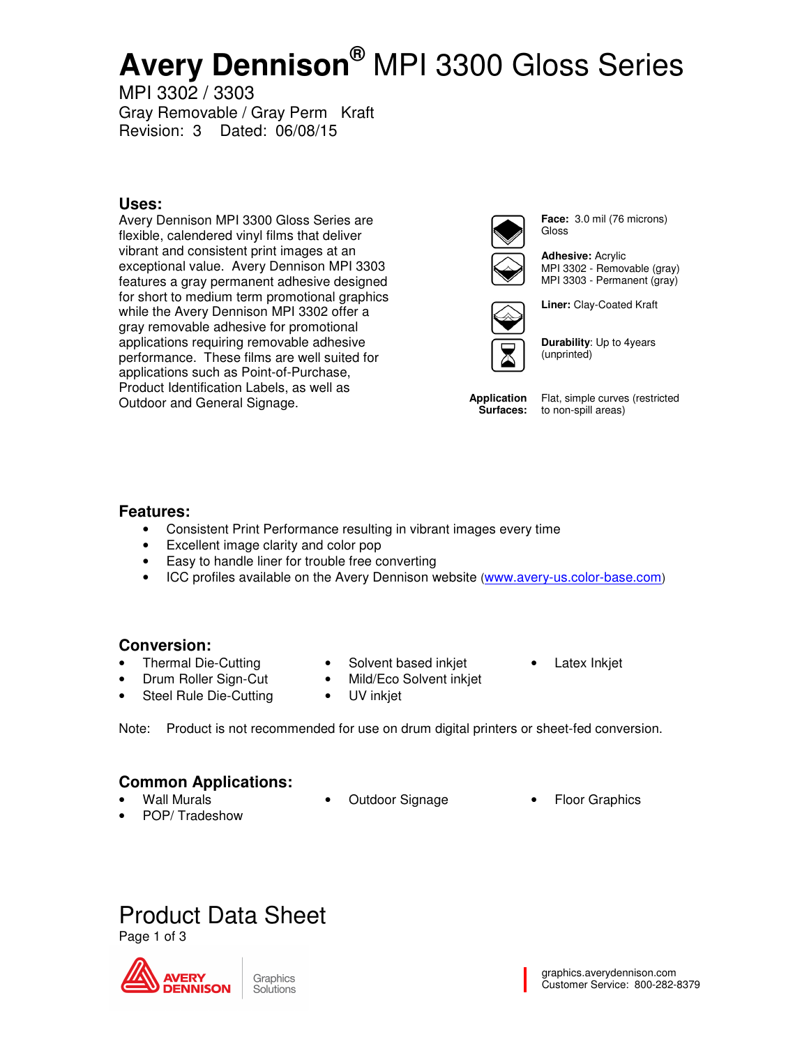# Avery Dennison® MPI 3300 Gloss Series

MPI 3302 / 3303
Gray Removable / Gray Perm Kraft
Revision: 3 Dated: 06/08/15

## Uses:

Avery Dennison MPI 3300 Gloss Series are flexible, calendered vinyl films that deliver vibrant and consistent print images at an exceptional value. Avery Dennison MPI 3303 features a gray permanent adhesive designed for short to medium term promotional graphics while the Avery Dennison MPI 3302 offer a gray removable adhesive for promotional applications requiring removable adhesive performance. These films are well suited for applications such as Point-of-Purchase, Product Identification Labels, as well as Outdoor and General Signage.

**Face:** 3.0 mil (76 microns) Gloss

**Adhesive:** Acrylic
MPI 3302 - Removable (gray)
MPI 3303 - Permanent (gray)

**Liner:** Clay-Coated Kraft

**Durability**: Up to 4years (unprinted)

**Application Surfaces:** Flat, simple curves (restricted to non-spill areas)

## Features:

- Consistent Print Performance resulting in vibrant images every time
- Excellent image clarity and color pop
- Easy to handle liner for trouble free converting
- ICC profiles available on the Avery Dennison website (www.avery-us.color-base.com)

## Conversion:

- Thermal Die-Cutting
- Drum Roller Sign-Cut
- Steel Rule Die-Cutting
- Solvent based inkjet
- Mild/Eco Solvent inkjet
- UV inkjet
- Latex Inkjet

Note: Product is not recommended for use on drum digital printers or sheet-fed conversion.

## Common Applications:

- Wall Murals
- POP/ Tradeshow
- Outdoor Signage
- Floor Graphics

# Product Data Sheet

graphics.averydennison.com
Customer Service: 800-282-8379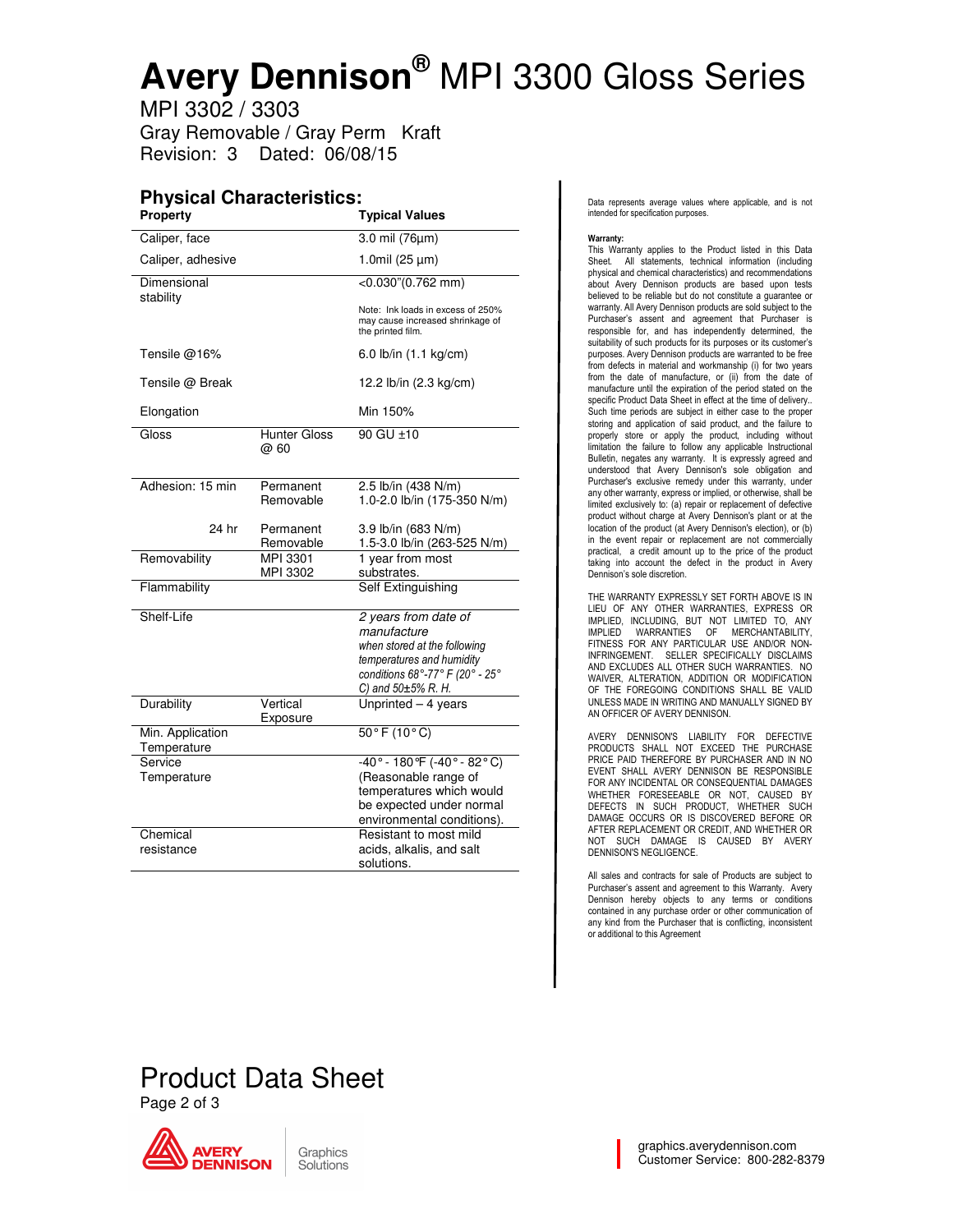# Avery Dennison® MPI 3300 Gloss Series

MPI 3302 / 3303
Gray Removable / Gray Perm Kraft
Revision: 3 Dated: 06/08/15

## Physical Characteristics:

| Property | | Typical Values |
|---|---|---|
| Caliper, face | | 3.0 mil (76µm) |
| Caliper, adhesive | | 1.0mil (25 µm) |
| Dimensional stability | | <0.030"(0.762 mm)<br>Note: Ink loads in excess of 250% may cause increased shrinkage of the printed film. |
| Tensile @16% | | 6.0 lb/in (1.1 kg/cm) |
| Tensile @ Break | | 12.2 lb/in (2.3 kg/cm) |
| Elongation | | Min 150% |
| Gloss | Hunter Gloss @ 60 | 90 GU ±10 |
| Adhesion: 15 min | Permanent<br>Removable | 2.5 lb/in (438 N/m)<br>1.0-2.0 lb/in (175-350 N/m) |
| 24 hr | Permanent<br>Removable | 3.9 lb/in (683 N/m)<br>1.5-3.0 lb/in (263-525 N/m) |
| Removability | MPI 3301<br>MPI 3302 | 1 year from most substrates. |
| Flammability | | Self Extinguishing |
| Shelf-Life | | *2 years from date of manufacture*<br>*when stored at the following temperatures and humidity conditions 68°-77° F (20° - 25° C) and 50±5% R. H.* |
| Durability | Vertical Exposure | Unprinted – 4 years |
| Min. Application Temperature | | 50° F (10° C) |
| Service Temperature | | -40° - 180°F (-40° - 82° C) (Reasonable range of temperatures which would be expected under normal environmental conditions). |
| Chemical resistance | | Resistant to most mild acids, alkalis, and salt solutions. |

Data represents average values where applicable, and is not intended for specification purposes.

**Warranty:**
This Warranty applies to the Product listed in this Data Sheet. All statements, technical information (including physical and chemical characteristics) and recommendations about Avery Dennison products are based upon tests believed to be reliable but do not constitute a guarantee or warranty. All Avery Dennison products are sold subject to the Purchaser's assent and agreement that Purchaser is responsible for, and has independently determined, the suitability of such products for its purposes or its customer's purposes. Avery Dennison products are warranted to be free from defects in material and workmanship (i) for two years from the date of manufacture, or (ii) from the date of manufacture until the expiration of the period stated on the specific Product Data Sheet in effect at the time of delivery.. Such time periods are subject in either case to the proper storing and application of said product, and the failure to properly store or apply the product, including without limitation the failure to follow any applicable Instructional Bulletin, negates any warranty. It is expressly agreed and understood that Avery Dennison's sole obligation and Purchaser's exclusive remedy under this warranty, under any other warranty, express or implied, or otherwise, shall be limited exclusively to: (a) repair or replacement of defective product without charge at Avery Dennison's plant or at the location of the product (at Avery Dennison's election), or (b) in the event repair or replacement are not commercially practical, a credit amount up to the price of the product taking into account the defect in the product in Avery Dennison's sole discretion.

THE WARRANTY EXPRESSLY SET FORTH ABOVE IS IN LIEU OF ANY OTHER WARRANTIES, EXPRESS OR IMPLIED, INCLUDING, BUT NOT LIMITED TO, ANY IMPLIED WARRANTIES OF MERCHANTABILITY, FITNESS FOR ANY PARTICULAR USE AND/OR NON-INFRINGEMENT. SELLER SPECIFICALLY DISCLAIMS AND EXCLUDES ALL OTHER SUCH WARRANTIES. NO WAIVER, ALTERATION, ADDITION OR MODIFICATION OF THE FOREGOING CONDITIONS SHALL BE VALID UNLESS MADE IN WRITING AND MANUALLY SIGNED BY AN OFFICER OF AVERY DENNISON.

AVERY DENNISON'S LIABILITY FOR DEFECTIVE PRODUCTS SHALL NOT EXCEED THE PURCHASE PRICE PAID THEREFORE BY PURCHASER AND IN NO EVENT SHALL AVERY DENNISON BE RESPONSIBLE FOR ANY INCIDENTAL OR CONSEQUENTIAL DAMAGES WHETHER FORESEEABLE OR NOT, CAUSED BY DEFECTS IN SUCH PRODUCT, WHETHER SUCH DAMAGE OCCURS OR IS DISCOVERED BEFORE OR AFTER REPLACEMENT OR CREDIT, AND WHETHER OR NOT SUCH DAMAGE IS CAUSED BY AVERY DENNISON'S NEGLIGENCE.

All sales and contracts for sale of Products are subject to Purchaser's assent and agreement to this Warranty. Avery Dennison hereby objects to any terms or conditions contained in any purchase order or other communication of any kind from the Purchaser that is conflicting, inconsistent or additional to this Agreement

Product Data Sheet

graphics.averydennison.com
Customer Service: 800-282-8379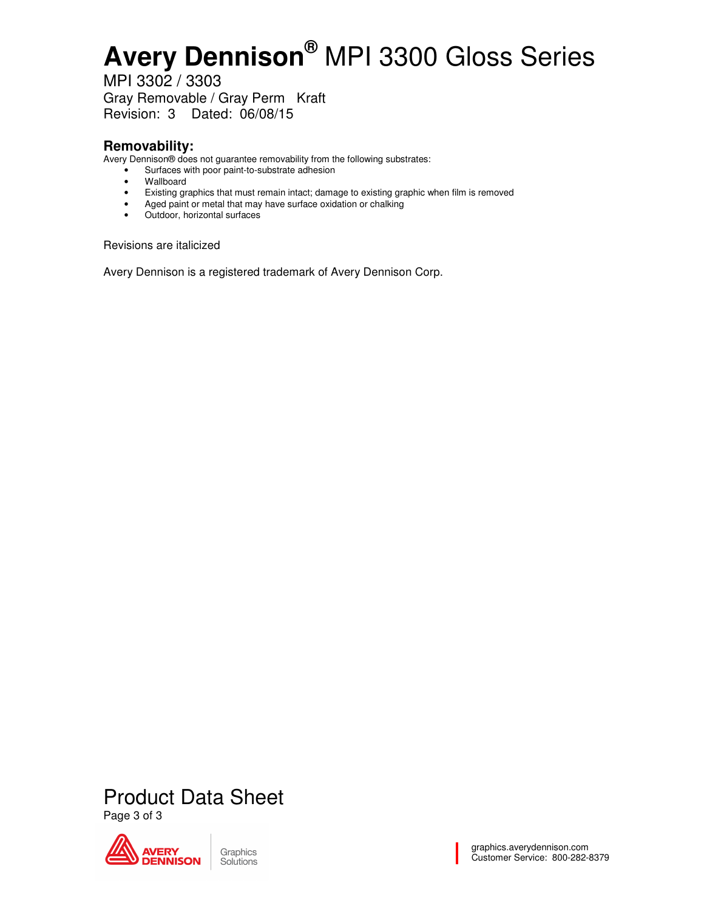# **Avery Dennison®** MPI 3300 Gloss Series

MPI 3302 / 3303
Gray Removable / Gray Perm Kraft
Revision: 3 Dated: 06/08/15

## Removability:

Avery Dennison® does not guarantee removability from the following substrates:

- Surfaces with poor paint-to-substrate adhesion
- Wallboard
- Existing graphics that must remain intact; damage to existing graphic when film is removed
- Aged paint or metal that may have surface oxidation or chalking
- Outdoor, horizontal surfaces

Revisions are italicized

Avery Dennison is a registered trademark of Avery Dennison Corp.

Product Data Sheet

graphics.averydennison.com
Customer Service: 800-282-8379